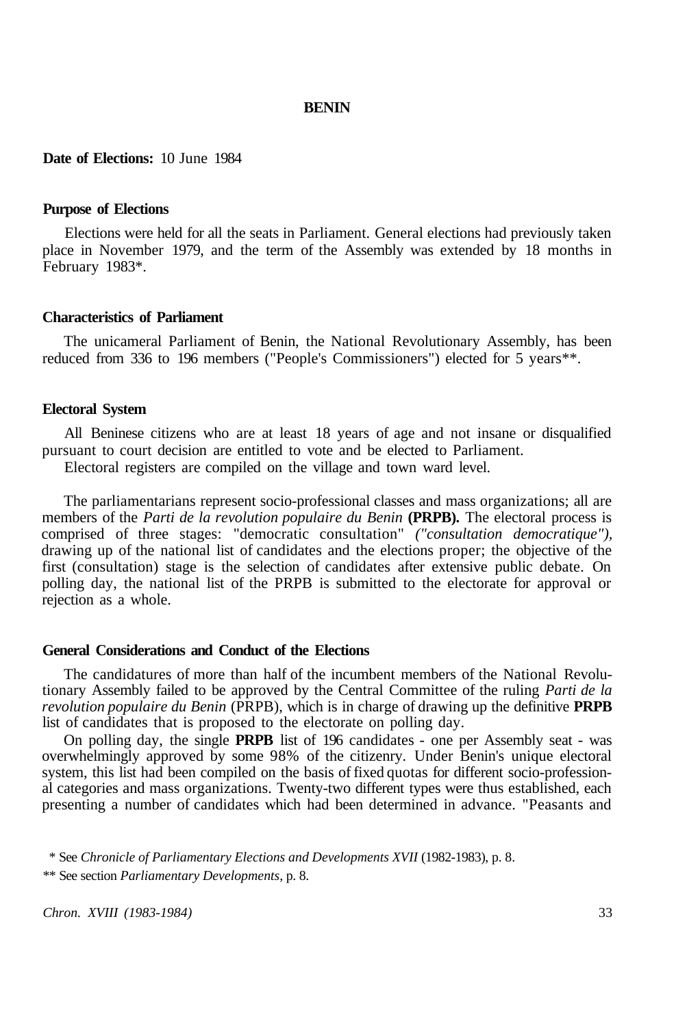# BENIN

**Date of Elections:** 10 June 1984

### Purpose of Elections

Elections were held for all the seats in Parliament. General elections had previously taken place in November 1979, and the term of the Assembly was extended by 18 months in February 1983*.

### Characteristics of Parliament

The unicameral Parliament of Benin, the National Revolutionary Assembly, has been reduced from 336 to 196 members ("People's Commissioners") elected for 5 years**.

### Electoral System

All Beninese citizens who are at least 18 years of age and not insane or disqualified pursuant to court decision are entitled to vote and be elected to Parliament.

Electoral registers are compiled on the village and town ward level.

The parliamentarians represent socio-professional classes and mass organizations; all are members of the *Parti de la revolution populaire du Benin* **(PRPB).** The electoral process is comprised of three stages: "democratic consultation" *("consultation democratique"),* drawing up of the national list of candidates and the elections proper; the objective of the first (consultation) stage is the selection of candidates after extensive public debate. On polling day, the national list of the PRPB is submitted to the electorate for approval or rejection as a whole.

### General Considerations and Conduct of the Elections

The candidatures of more than half of the incumbent members of the National Revolutionary Assembly failed to be approved by the Central Committee of the ruling *Parti de la revolution populaire du Benin* (PRPB), which is in charge of drawing up the definitive **PRPB** list of candidates that is proposed to the electorate on polling day.

On polling day, the single **PRPB** list of 196 candidates - one per Assembly seat - was overwhelmingly approved by some 98% of the citizenry. Under Benin's unique electoral system, this list had been compiled on the basis of fixed quotas for different socio-professional categories and mass organizations. Twenty-two different types were thus established, each presenting a number of candidates which had been determined in advance. "Peasants and

\* See *Chronicle of Parliamentary Elections and Developments XVII* (1982-1983), p. 8.

\*\* See section *Parliamentary Developments,* p. 8.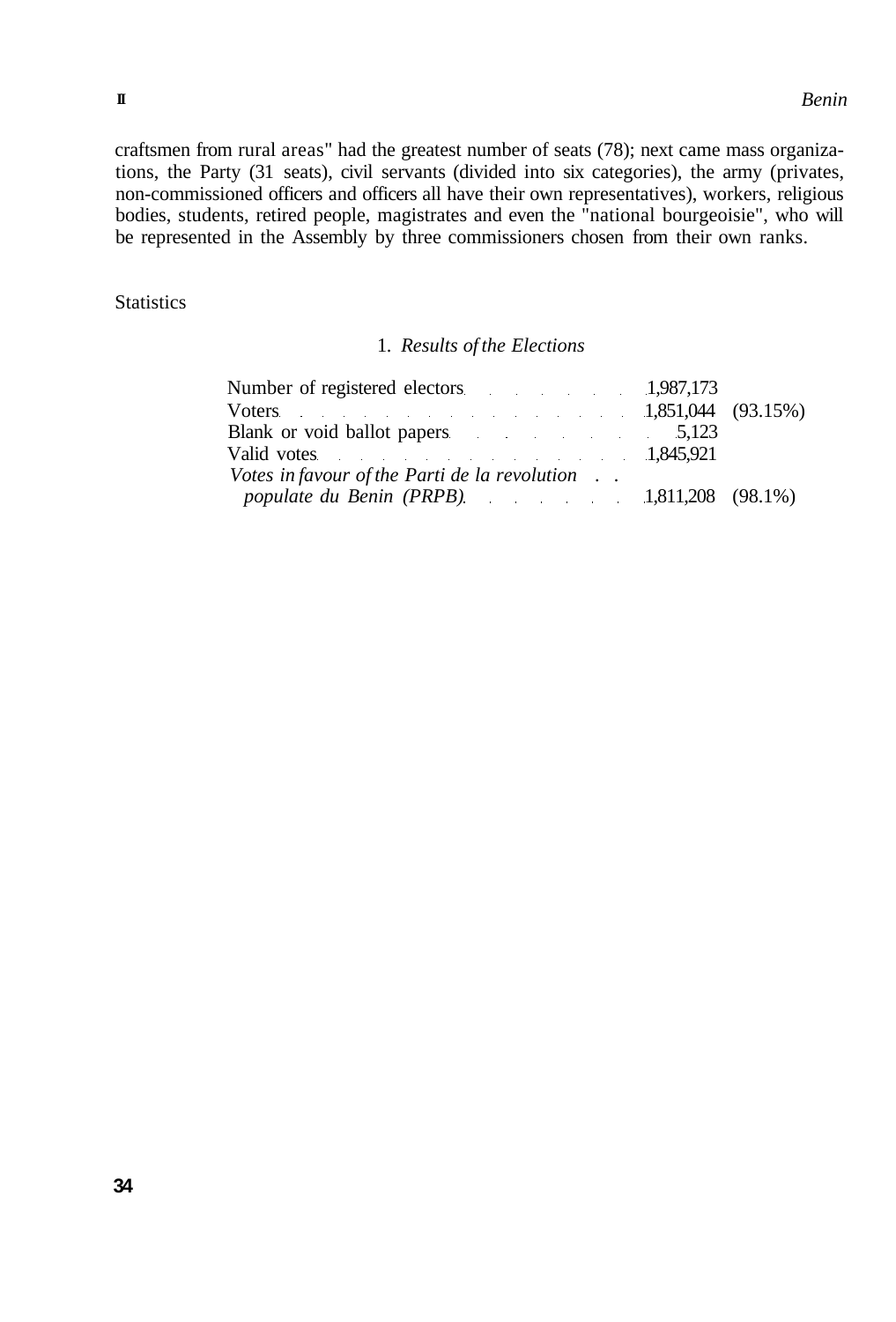craftsmen from rural areas" had the greatest number of seats (78); next came mass organizations, the Party (31 seats), civil servants (divided into six categories), the army (privates, non-commissioned officers and officers all have their own representatives), workers, religious bodies, students, retired people, magistrates and even the "national bourgeoisie", who will be represented in the Assembly by three commissioners chosen from their own ranks.

Statistics

1. *Results of the Elections*

| | | |
|---|---|---|
| Number of registered electors | 1,987,173 | |
| Voters | 1,851,044 | (93.15%) |
| Blank or void ballot papers | 5,123 | |
| Valid votes | 1,845,921 | |
| *Votes in favour of the Parti de la revolution populate du Benin (PRPB)* | 1,811,208 | (98.1%) |